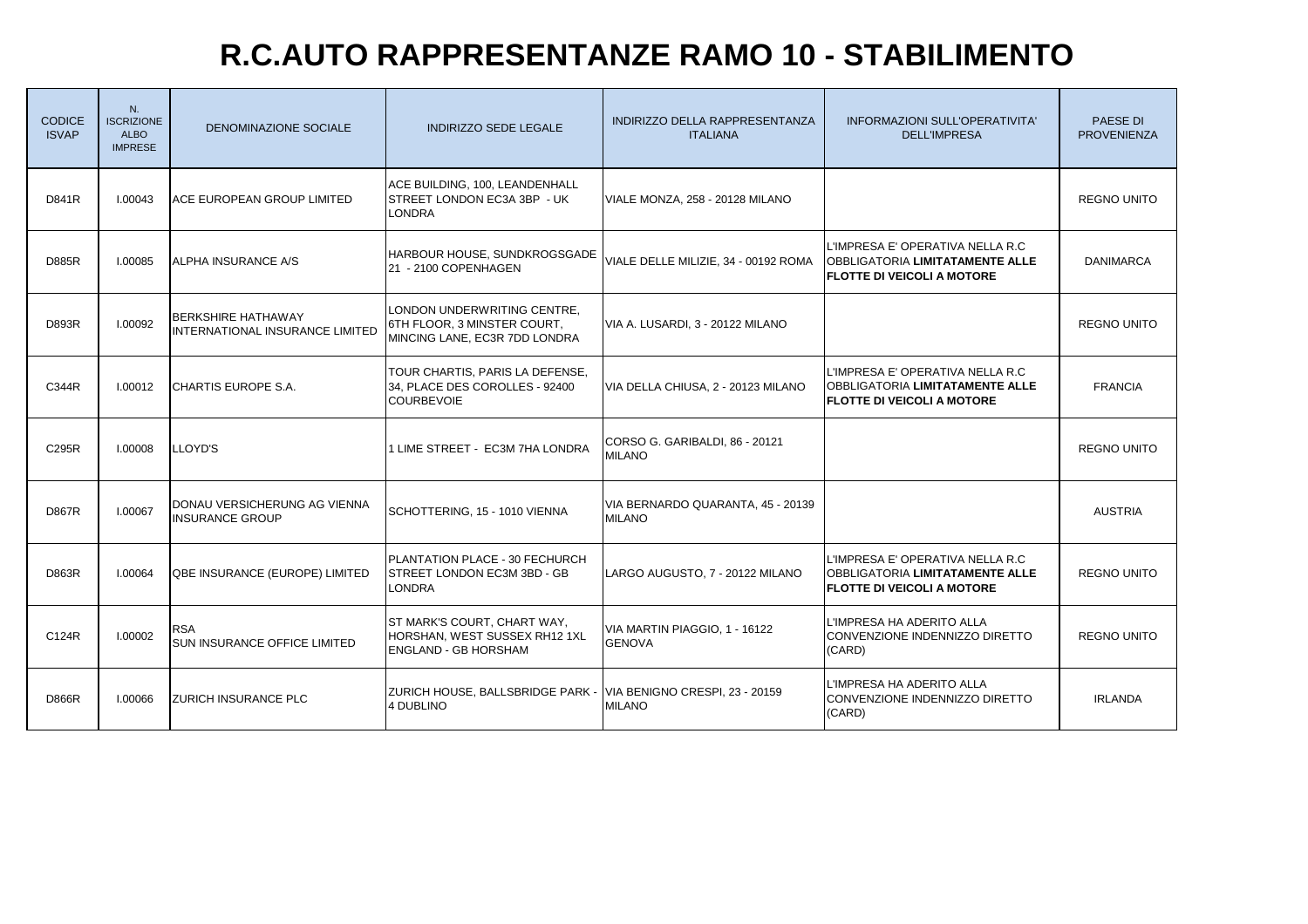# R.C.AUTO RAPPRESENTANZE RAMO 10 - STABILIMENTO

| CODICE ISVAP | N. ISCRIZIONE ALBO IMPRESE | DENOMINAZIONE SOCIALE | INDIRIZZO SEDE LEGALE | INDIRIZZO DELLA RAPPRESENTANZA ITALIANA | INFORMAZIONI SULL'OPERATIVITA' DELL'IMPRESA | PAESE DI PROVENIENZA |
|---|---|---|---|---|---|---|
| D841R | I.00043 | ACE EUROPEAN GROUP LIMITED | ACE BUILDING, 100, LEANDENHALL STREET LONDON EC3A 3BP - UK LONDRA | VIALE MONZA, 258 - 20128 MILANO | | REGNO UNITO |
| D885R | I.00085 | ALPHA INSURANCE A/S | HARBOUR HOUSE, SUNDKROGSGADE 21 - 2100 COPENHAGEN | VIALE DELLE MILIZIE, 34 - 00192 ROMA | L'IMPRESA E' OPERATIVA NELLA R.C OBBLIGATORIA **LIMITATAMENTE ALLE FLOTTE DI VEICOLI A MOTORE** | DANIMARCA |
| D893R | I.00092 | BERKSHIRE HATHAWAY INTERNATIONAL INSURANCE LIMITED | LONDON UNDERWRITING CENTRE, 6TH FLOOR, 3 MINSTER COURT, MINCING LANE, EC3R 7DD LONDRA | VIA A. LUSARDI, 3 - 20122 MILANO | | REGNO UNITO |
| C344R | I.00012 | CHARTIS EUROPE S.A. | TOUR CHARTIS, PARIS LA DEFENSE, 34, PLACE DES COROLLES - 92400 COURBEVOIE | VIA DELLA CHIUSA, 2 - 20123 MILANO | L'IMPRESA E' OPERATIVA NELLA R.C OBBLIGATORIA **LIMITATAMENTE ALLE FLOTTE DI VEICOLI A MOTORE** | FRANCIA |
| C295R | I.00008 | LLOYD'S | 1 LIME STREET - EC3M 7HA LONDRA | CORSO G. GARIBALDI, 86 - 20121 MILANO | | REGNO UNITO |
| D867R | I.00067 | DONAU VERSICHERUNG AG VIENNA INSURANCE GROUP | SCHOTTERING, 15 - 1010 VIENNA | VIA BERNARDO QUARANTA, 45 - 20139 MILANO | | AUSTRIA |
| D863R | I.00064 | QBE INSURANCE (EUROPE) LIMITED | PLANTATION PLACE - 30 FECHURCH STREET LONDON EC3M 3BD - GB LONDRA | LARGO AUGUSTO, 7 - 20122 MILANO | L'IMPRESA E' OPERATIVA NELLA R.C OBBLIGATORIA **LIMITATAMENTE ALLE FLOTTE DI VEICOLI A MOTORE** | REGNO UNITO |
| C124R | I.00002 | RSA SUN INSURANCE OFFICE LIMITED | ST MARK'S COURT, CHART WAY, HORSHAN, WEST SUSSEX RH12 1XL ENGLAND - GB HORSHAM | VIA MARTIN PIAGGIO, 1 - 16122 GENOVA | L'IMPRESA HA ADERITO ALLA CONVENZIONE INDENNIZZO DIRETTO (CARD) | REGNO UNITO |
| D866R | I.00066 | ZURICH INSURANCE PLC | ZURICH HOUSE, BALLSBRIDGE PARK - 4 DUBLINO | VIA BENIGNO CRESPI, 23 - 20159 MILANO | L'IMPRESA HA ADERITO ALLA CONVENZIONE INDENNIZZO DIRETTO (CARD) | IRLANDA |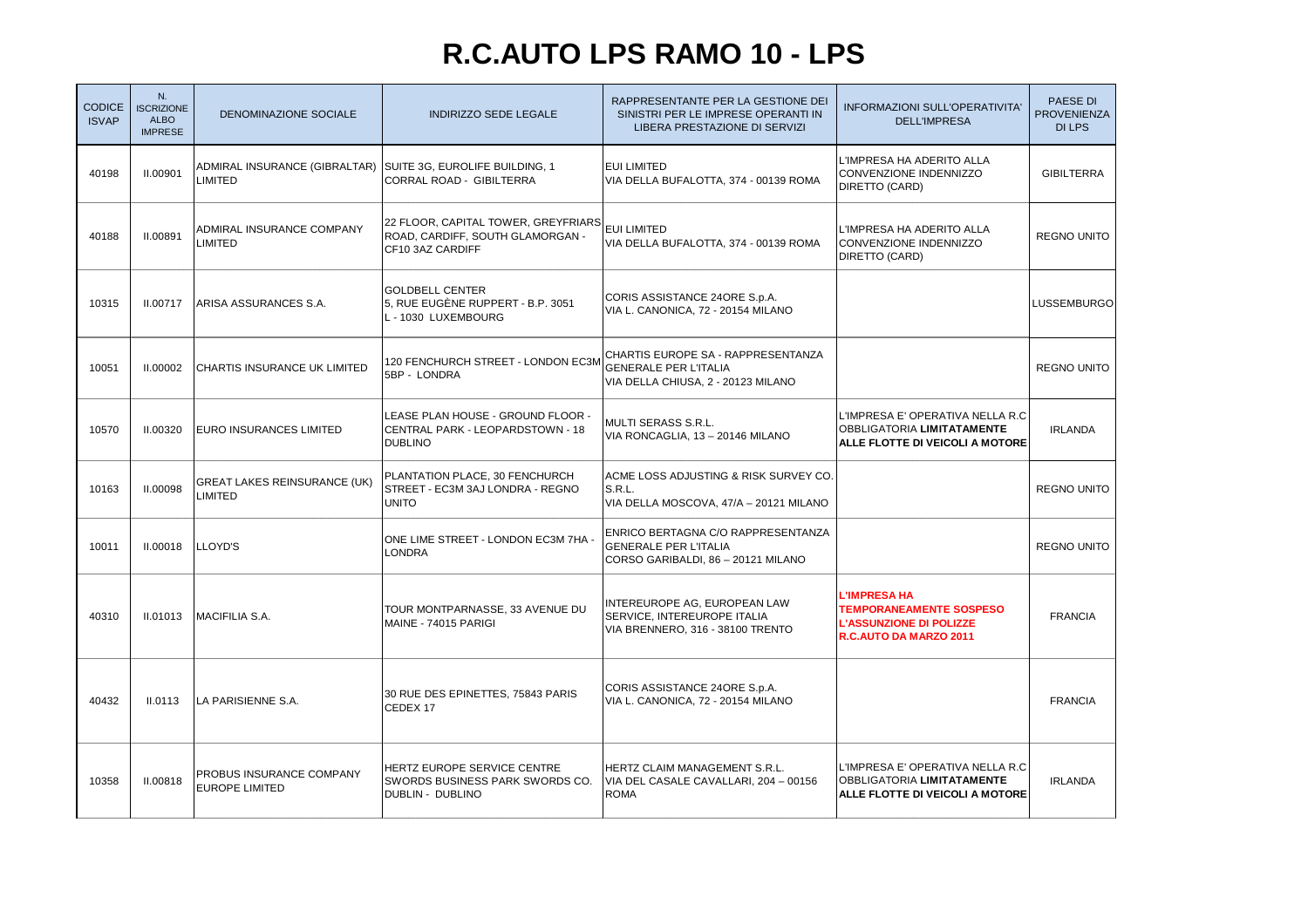# R.C.AUTO LPS RAMO 10 - LPS

| CODICE ISVAP | N. ISCRIZIONE ALBO IMPRESE | DENOMINAZIONE SOCIALE | INDIRIZZO SEDE LEGALE | RAPPRESENTANTE PER LA GESTIONE DEI SINISTRI PER LE IMPRESE OPERANTI IN LIBERA PRESTAZIONE DI SERVIZI | INFORMAZIONI SULL'OPERATIVITA' DELL'IMPRESA | PAESE DI PROVENIENZA DI LPS |
|---|---|---|---|---|---|---|
| 40198 | II.00901 | ADMIRAL INSURANCE (GIBRALTAR) LIMITED | SUITE 3G, EUROLIFE BUILDING, 1 CORRAL ROAD - GIBILTERRA | EUI LIMITED VIA DELLA BUFALOTTA, 374 - 00139 ROMA | L'IMPRESA HA ADERITO ALLA CONVENZIONE INDENNIZZO DIRETTO (CARD) | GIBILTERRA |
| 40188 | II.00891 | ADMIRAL INSURANCE COMPANY LIMITED | 22 FLOOR, CAPITAL TOWER, GREYFRIARS ROAD, CARDIFF, SOUTH GLAMORGAN - CF10 3AZ CARDIFF | EUI LIMITED VIA DELLA BUFALOTTA, 374 - 00139 ROMA | L'IMPRESA HA ADERITO ALLA CONVENZIONE INDENNIZZO DIRETTO (CARD) | REGNO UNITO |
| 10315 | II.00717 | ARISA ASSURANCES S.A. | GOLDBELL CENTER 5, RUE EUGÈNE RUPPERT - B.P. 3051 L - 1030 LUXEMBOURG | CORIS ASSISTANCE 24ORE S.p.A. VIA L. CANONICA, 72 - 20154 MILANO | | LUSSEMBURGO |
| 10051 | II.00002 | CHARTIS INSURANCE UK LIMITED | 120 FENCHURCH STREET - LONDON EC3M 5BP - LONDRA | CHARTIS EUROPE SA - RAPPRESENTANZA GENERALE PER L'ITALIA VIA DELLA CHIUSA, 2 - 20123 MILANO | | REGNO UNITO |
| 10570 | II.00320 | EURO INSURANCES LIMITED | LEASE PLAN HOUSE - GROUND FLOOR - CENTRAL PARK - LEOPARDSTOWN - 18 DUBLINO | MULTI SERASS S.R.L. VIA RONCAGLIA, 13 – 20146 MILANO | L'IMPRESA E' OPERATIVA NELLA R.C OBBLIGATORIA **LIMITATAMENTE ALLE FLOTTE DI VEICOLI A MOTORE** | IRLANDA |
| 10163 | II.00098 | GREAT LAKES REINSURANCE (UK) LIMITED | PLANTATION PLACE, 30 FENCHURCH STREET - EC3M 3AJ LONDRA - REGNO UNITO | ACME LOSS ADJUSTING & RISK SURVEY CO. S.R.L. VIA DELLA MOSCOVA, 47/A – 20121 MILANO | | REGNO UNITO |
| 10011 | II.00018 | LLOYD'S | ONE LIME STREET - LONDON EC3M 7HA - LONDRA | ENRICO BERTAGNA C/O RAPPRESENTANZA GENERALE PER L'ITALIA CORSO GARIBALDI, 86 – 20121 MILANO | | REGNO UNITO |
| 40310 | II.01013 | MACIFILIA S.A. | TOUR MONTPARNASSE, 33 AVENUE DU MAINE - 74015 PARIGI | INTEREUROPE AG, EUROPEAN LAW SERVICE, INTEREUROPE ITALIA VIA BRENNERO, 316 - 38100 TRENTO | **L'IMPRESA HA TEMPORANEAMENTE SOSPESO L'ASSUNZIONE DI POLIZZE R.C.AUTO DA MARZO 2011** | FRANCIA |
| 40432 | II.0113 | LA PARISIENNE S.A. | 30 RUE DES EPINETTES, 75843 PARIS CEDEX 17 | CORIS ASSISTANCE 24ORE S.p.A. VIA L. CANONICA, 72 - 20154 MILANO | | FRANCIA |
| 10358 | II.00818 | PROBUS INSURANCE COMPANY EUROPE LIMITED | HERTZ EUROPE SERVICE CENTRE SWORDS BUSINESS PARK SWORDS CO. DUBLIN - DUBLINO | HERTZ CLAIM MANAGEMENT S.R.L. VIA DEL CASALE CAVALLARI, 204 – 00156 ROMA | L'IMPRESA E' OPERATIVA NELLA R.C OBBLIGATORIA **LIMITATAMENTE ALLE FLOTTE DI VEICOLI A MOTORE** | IRLANDA |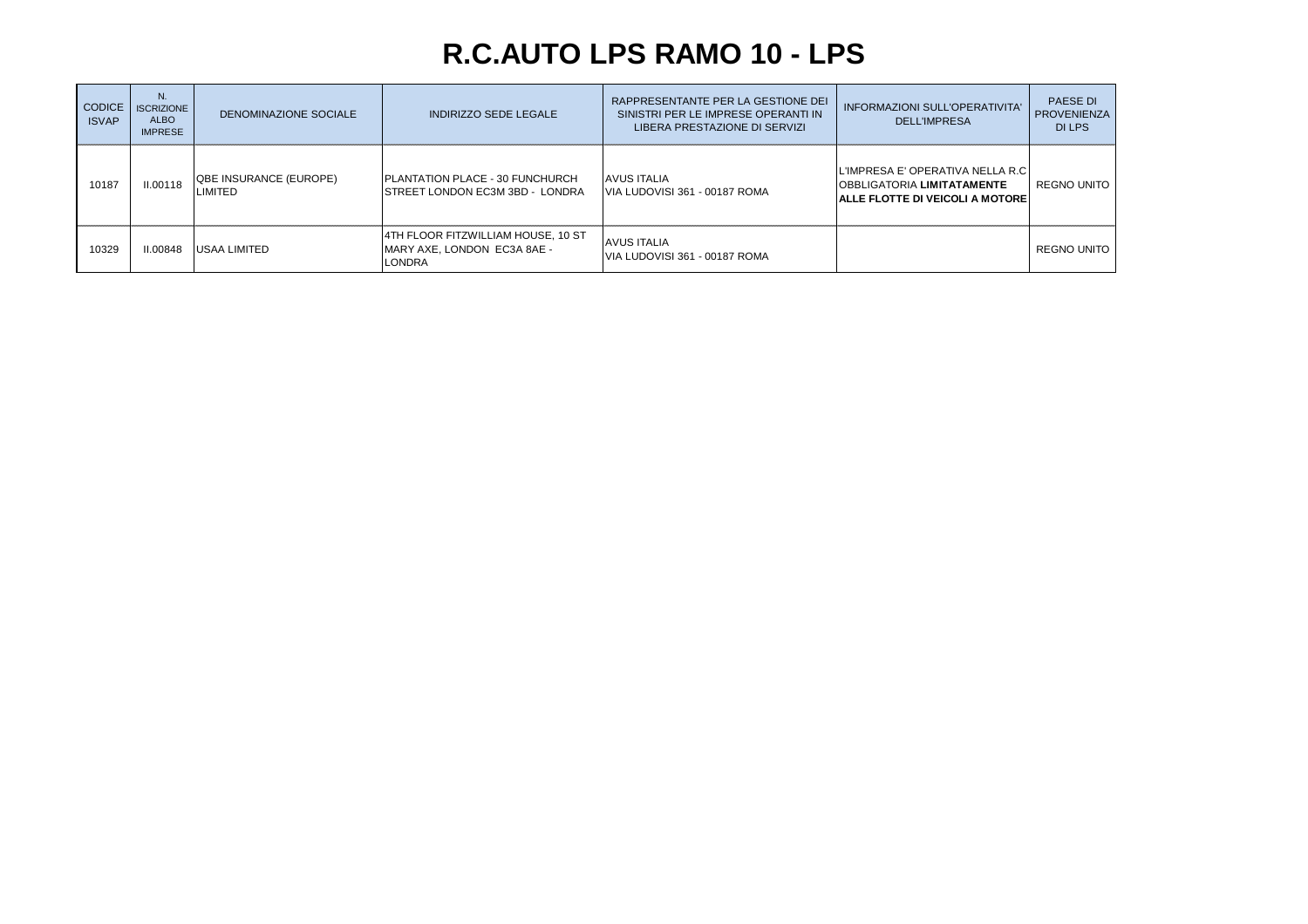# R.C.AUTO LPS RAMO 10 - LPS

| CODICE ISVAP | N. ISCRIZIONE ALBO IMPRESE | DENOMINAZIONE SOCIALE | INDIRIZZO SEDE LEGALE | RAPPRESENTANTE PER LA GESTIONE DEI SINISTRI PER LE IMPRESE OPERANTI IN LIBERA PRESTAZIONE DI SERVIZI | INFORMAZIONI SULL'OPERATIVITA' DELL'IMPRESA | PAESE DI PROVENIENZA DI LPS |
|---|---|---|---|---|---|---|
| 10187 | II.00118 | QBE INSURANCE (EUROPE) LIMITED | PLANTATION PLACE - 30 FUNCHURCH STREET LONDON EC3M 3BD - LONDRA | AVUS ITALIA VIA LUDOVISI 361 - 00187 ROMA | L'IMPRESA E' OPERATIVA NELLA R.C OBBLIGATORIA **LIMITATAMENTE ALLE FLOTTE DI VEICOLI A MOTORE** | REGNO UNITO |
| 10329 | II.00848 | USAA LIMITED | 4TH FLOOR FITZWILLIAM HOUSE, 10 ST MARY AXE, LONDON EC3A 8AE - LONDRA | AVUS ITALIA VIA LUDOVISI 361 - 00187 ROMA | | REGNO UNITO |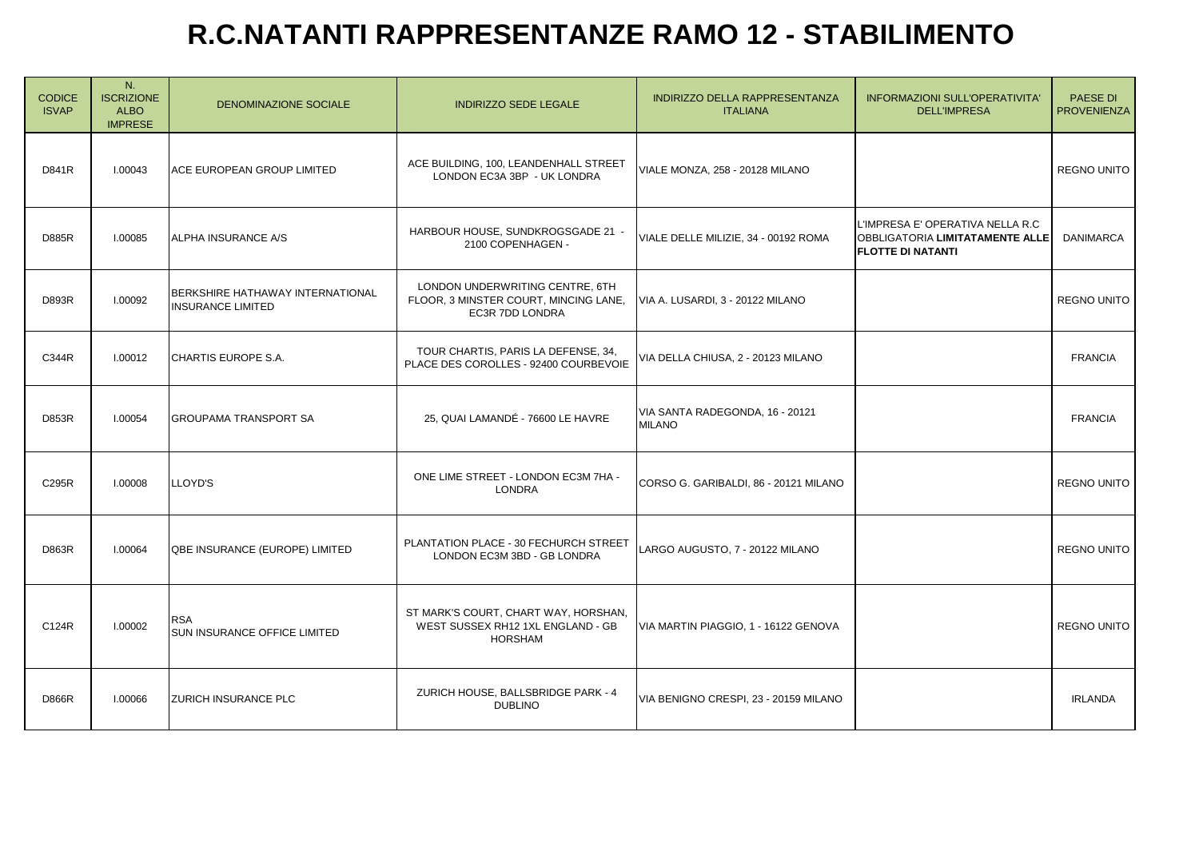# R.C.NATANTI RAPPRESENTANZE RAMO 12 - STABILIMENTO

| CODICE ISVAP | N. ISCRIZIONE ALBO IMPRESE | DENOMINAZIONE SOCIALE | INDIRIZZO SEDE LEGALE | INDIRIZZO DELLA RAPPRESENTANZA ITALIANA | INFORMAZIONI SULL'OPERATIVITA' DELL'IMPRESA | PAESE DI PROVENIENZA |
|---|---|---|---|---|---|---|
| D841R | I.00043 | ACE EUROPEAN GROUP LIMITED | ACE BUILDING, 100, LEANDENHALL STREET LONDON EC3A 3BP - UK LONDRA | VIALE MONZA, 258 - 20128 MILANO | | REGNO UNITO |
| D885R | I.00085 | ALPHA INSURANCE A/S | HARBOUR HOUSE, SUNDKROGSGADE 21 - 2100 COPENHAGEN - | VIALE DELLE MILIZIE, 34 - 00192 ROMA | L'IMPRESA E' OPERATIVA NELLA R.C OBBLIGATORIA **LIMITATAMENTE ALLE FLOTTE DI NATANTI** | DANIMARCA |
| D893R | I.00092 | BERKSHIRE HATHAWAY INTERNATIONAL INSURANCE LIMITED | LONDON UNDERWRITING CENTRE, 6TH FLOOR, 3 MINSTER COURT, MINCING LANE, EC3R 7DD LONDRA | VIA A. LUSARDI, 3 - 20122 MILANO | | REGNO UNITO |
| C344R | I.00012 | CHARTIS EUROPE S.A. | TOUR CHARTIS, PARIS LA DEFENSE, 34, PLACE DES COROLLES - 92400 COURBEVOIE | VIA DELLA CHIUSA, 2 - 20123 MILANO | | FRANCIA |
| D853R | I.00054 | GROUPAMA TRANSPORT SA | 25, QUAI LAMANDÉ - 76600 LE HAVRE | VIA SANTA RADEGONDA, 16 - 20121 MILANO | | FRANCIA |
| C295R | I.00008 | LLOYD'S | ONE LIME STREET - LONDON EC3M 7HA - LONDRA | CORSO G. GARIBALDI, 86 - 20121 MILANO | | REGNO UNITO |
| D863R | I.00064 | QBE INSURANCE (EUROPE) LIMITED | PLANTATION PLACE - 30 FECHURCH STREET LONDON EC3M 3BD - GB LONDRA | LARGO AUGUSTO, 7 - 20122 MILANO | | REGNO UNITO |
| C124R | I.00002 | RSA SUN INSURANCE OFFICE LIMITED | ST MARK'S COURT, CHART WAY, HORSHAN, WEST SUSSEX RH12 1XL ENGLAND - GB HORSHAM | VIA MARTIN PIAGGIO, 1 - 16122 GENOVA | | REGNO UNITO |
| D866R | I.00066 | ZURICH INSURANCE PLC | ZURICH HOUSE, BALLSBRIDGE PARK - 4 DUBLINO | VIA BENIGNO CRESPI, 23 - 20159 MILANO | | IRLANDA |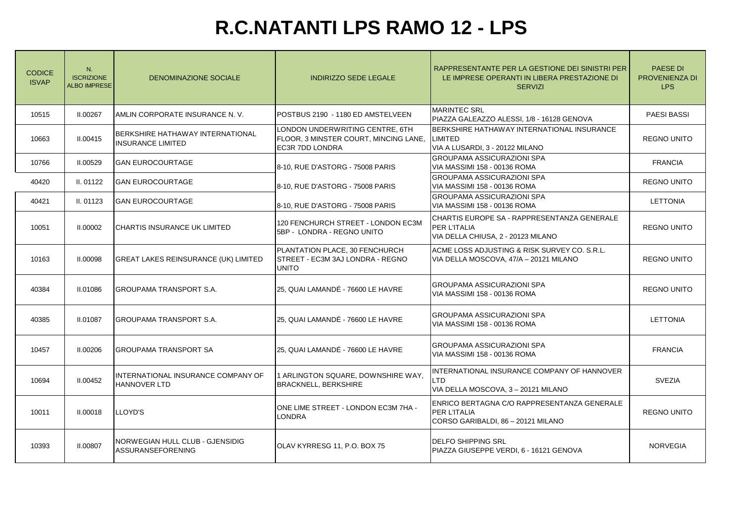# R.C.NATANTI LPS RAMO 12 - LPS

| CODICE ISVAP | N. ISCRIZIONE ALBO IMPRESE | DENOMINAZIONE SOCIALE | INDIRIZZO SEDE LEGALE | RAPPRESENTANTE PER LA GESTIONE DEI SINISTRI PER LE IMPRESE OPERANTI IN LIBERA PRESTAZIONE DI SERVIZI | PAESE DI PROVENIENZA DI LPS |
|---|---|---|---|---|---|
| 10515 | II.00267 | AMLIN CORPORATE INSURANCE N. V. | POSTBUS 2190 - 1180 ED AMSTELVEEN | MARINTEC SRL<br>PIAZZA GALEAZZO ALESSI, 1/8 - 16128 GENOVA | PAESI BASSI |
| 10663 | II.00415 | BERKSHIRE HATHAWAY INTERNATIONAL INSURANCE LIMITED | LONDON UNDERWRITING CENTRE, 6TH FLOOR, 3 MINSTER COURT, MINCING LANE, EC3R 7DD LONDRA | BERKSHIRE HATHAWAY INTERNATIONAL INSURANCE LIMITED<br>VIA A LUSARDI, 3 - 20122 MILANO | REGNO UNITO |
| 10766 | II.00529 | GAN EUROCOURTAGE | 8-10, RUE D'ASTORG - 75008 PARIS | GROUPAMA ASSICURAZIONI SPA<br>VIA MASSIMI 158 - 00136 ROMA | FRANCIA |
| 40420 | II. 01122 | GAN EUROCOURTAGE | 8-10, RUE D'ASTORG - 75008 PARIS | GROUPAMA ASSICURAZIONI SPA<br>VIA MASSIMI 158 - 00136 ROMA | REGNO UNITO |
| 40421 | II. 01123 | GAN EUROCOURTAGE | 8-10, RUE D'ASTORG - 75008 PARIS | GROUPAMA ASSICURAZIONI SPA<br>VIA MASSIMI 158 - 00136 ROMA | LETTONIA |
| 10051 | II.00002 | CHARTIS INSURANCE UK LIMITED | 120 FENCHURCH STREET - LONDON EC3M 5BP - LONDRA - REGNO UNITO | CHARTIS EUROPE SA - RAPPRESENTANZA GENERALE PER L'ITALIA<br>VIA DELLA CHIUSA, 2 - 20123 MILANO | REGNO UNITO |
| 10163 | II.00098 | GREAT LAKES REINSURANCE (UK) LIMITED | PLANTATION PLACE, 30 FENCHURCH STREET - EC3M 3AJ LONDRA - REGNO UNITO | ACME LOSS ADJUSTING & RISK SURVEY CO. S.R.L.<br>VIA DELLA MOSCOVA, 47/A – 20121 MILANO | REGNO UNITO |
| 40384 | II.01086 | GROUPAMA TRANSPORT S.A. | 25, QUAI LAMANDÉ - 76600 LE HAVRE | GROUPAMA ASSICURAZIONI SPA<br>VIA MASSIMI 158 - 00136 ROMA | REGNO UNITO |
| 40385 | II.01087 | GROUPAMA TRANSPORT S.A. | 25, QUAI LAMANDÉ - 76600 LE HAVRE | GROUPAMA ASSICURAZIONI SPA<br>VIA MASSIMI 158 - 00136 ROMA | LETTONIA |
| 10457 | II.00206 | GROUPAMA TRANSPORT SA | 25, QUAI LAMANDÉ - 76600 LE HAVRE | GROUPAMA ASSICURAZIONI SPA<br>VIA MASSIMI 158 - 00136 ROMA | FRANCIA |
| 10694 | II.00452 | INTERNATIONAL INSURANCE COMPANY OF HANNOVER LTD | 1 ARLINGTON SQUARE, DOWNSHIRE WAY, BRACKNELL, BERKSHIRE | INTERNATIONAL INSURANCE COMPANY OF HANNOVER LTD<br>VIA DELLA MOSCOVA, 3 – 20121 MILANO | SVEZIA |
| 10011 | II.00018 | LLOYD'S | ONE LIME STREET - LONDON EC3M 7HA - LONDRA | ENRICO BERTAGNA C/O RAPPRESENTANZA GENERALE PER L'ITALIA<br>CORSO GARIBALDI, 86 – 20121 MILANO | REGNO UNITO |
| 10393 | II.00807 | NORWEGIAN HULL CLUB - GJENSIDIG ASSURANSEFORENING | OLAV KYRRESG 11, P.O. BOX 75 | DELFO SHIPPING SRL<br>PIAZZA GIUSEPPE VERDI, 6 - 16121 GENOVA | NORVEGIA |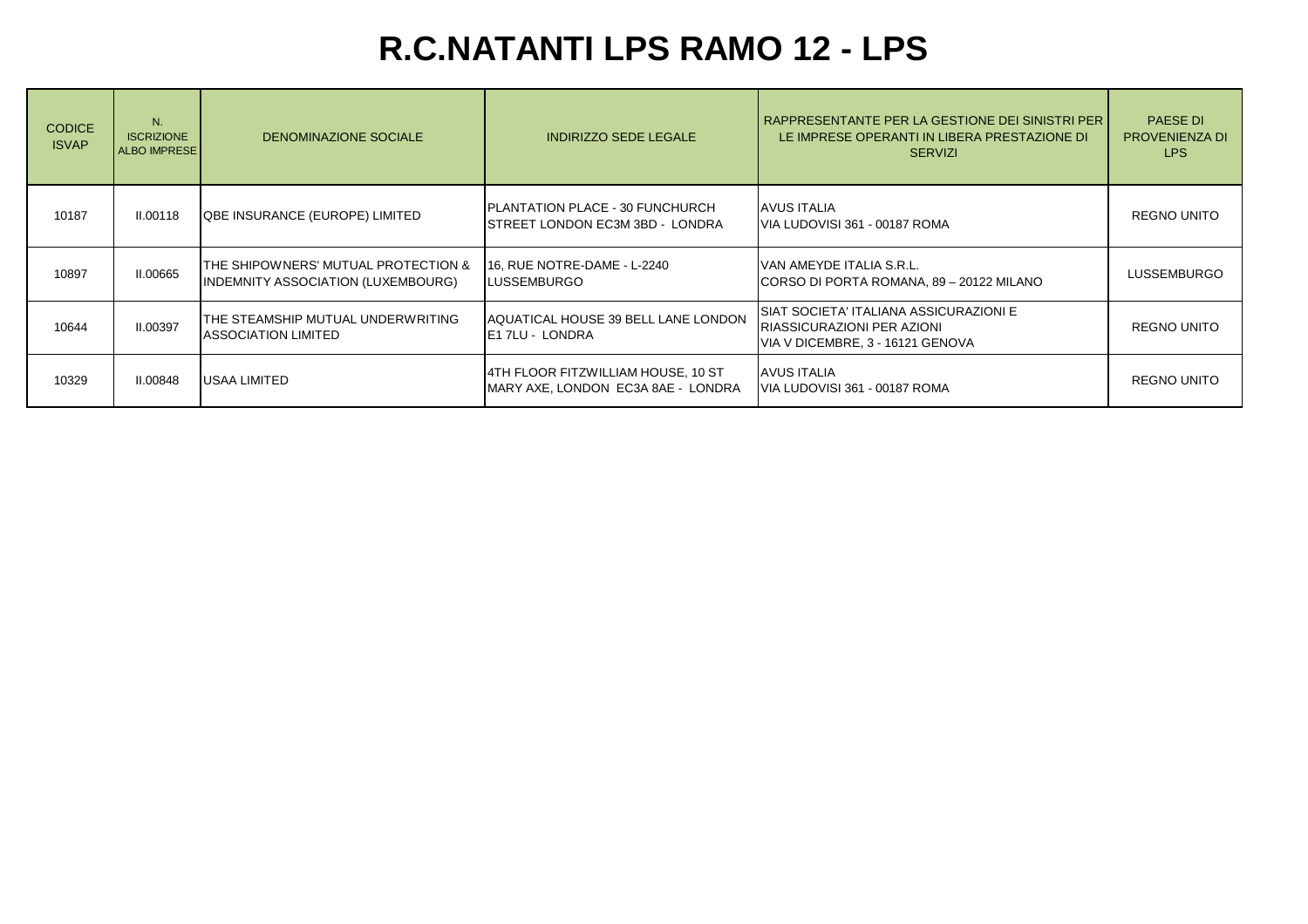# R.C.NATANTI LPS RAMO 12 - LPS

| CODICE ISVAP | N. ISCRIZIONE ALBO IMPRESE | DENOMINAZIONE SOCIALE | INDIRIZZO SEDE LEGALE | RAPPRESENTANTE PER LA GESTIONE DEI SINISTRI PER LE IMPRESE OPERANTI IN LIBERA PRESTAZIONE DI SERVIZI | PAESE DI PROVENIENZA DI LPS |
|---|---|---|---|---|---|
| 10187 | II.00118 | QBE INSURANCE (EUROPE) LIMITED | PLANTATION PLACE - 30 FUNCHURCH STREET LONDON EC3M 3BD - LONDRA | AVUS ITALIA VIA LUDOVISI 361 - 00187 ROMA | REGNO UNITO |
| 10897 | II.00665 | THE SHIPOWNERS' MUTUAL PROTECTION & INDEMNITY ASSOCIATION (LUXEMBOURG) | 16, RUE NOTRE-DAME - L-2240 LUSSEMBURGO | VAN AMEYDE ITALIA S.R.L. CORSO DI PORTA ROMANA, 89 – 20122 MILANO | LUSSEMBURGO |
| 10644 | II.00397 | THE STEAMSHIP MUTUAL UNDERWRITING ASSOCIATION LIMITED | AQUATICAL HOUSE 39 BELL LANE LONDON E1 7LU - LONDRA | SIAT SOCIETA' ITALIANA ASSICURAZIONI E RIASSICURAZIONI PER AZIONI VIA V DICEMBRE, 3 - 16121 GENOVA | REGNO UNITO |
| 10329 | II.00848 | USAA LIMITED | 4TH FLOOR FITZWILLIAM HOUSE, 10 ST MARY AXE, LONDON EC3A 8AE - LONDRA | AVUS ITALIA VIA LUDOVISI 361 - 00187 ROMA | REGNO UNITO |